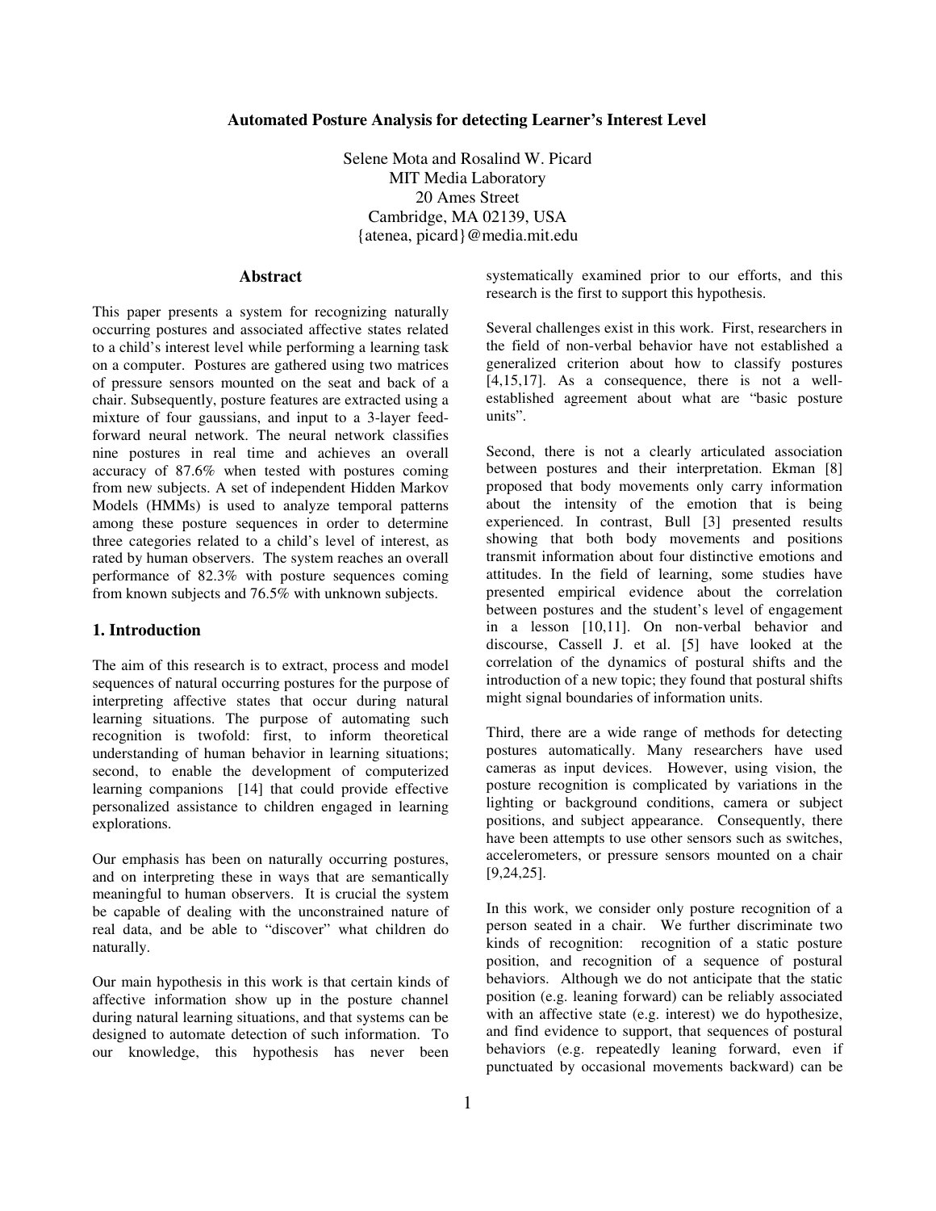# Automated Posture Analysis for detecting Learner's Interest Level

Selene Mota and Rosalind W. Picard
MIT Media Laboratory
20 Ames Street
Cambridge, MA 02139, USA
{atenea, picard}@media.mit.edu

## Abstract

This paper presents a system for recognizing naturally occurring postures and associated affective states related to a child's interest level while performing a learning task on a computer. Postures are gathered using two matrices of pressure sensors mounted on the seat and back of a chair. Subsequently, posture features are extracted using a mixture of four gaussians, and input to a 3-layer feed-forward neural network. The neural network classifies nine postures in real time and achieves an overall accuracy of 87.6% when tested with postures coming from new subjects. A set of independent Hidden Markov Models (HMMs) is used to analyze temporal patterns among these posture sequences in order to determine three categories related to a child's level of interest, as rated by human observers. The system reaches an overall performance of 82.3% with posture sequences coming from known subjects and 76.5% with unknown subjects.

## 1. Introduction

The aim of this research is to extract, process and model sequences of natural occurring postures for the purpose of interpreting affective states that occur during natural learning situations. The purpose of automating such recognition is twofold: first, to inform theoretical understanding of human behavior in learning situations; second, to enable the development of computerized learning companions [14] that could provide effective personalized assistance to children engaged in learning explorations.

Our emphasis has been on naturally occurring postures, and on interpreting these in ways that are semantically meaningful to human observers. It is crucial the system be capable of dealing with the unconstrained nature of real data, and be able to "discover" what children do naturally.

Our main hypothesis in this work is that certain kinds of affective information show up in the posture channel during natural learning situations, and that systems can be designed to automate detection of such information. To our knowledge, this hypothesis has never been systematically examined prior to our efforts, and this research is the first to support this hypothesis.

Several challenges exist in this work. First, researchers in the field of non-verbal behavior have not established a generalized criterion about how to classify postures [4,15,17]. As a consequence, there is not a well-established agreement about what are "basic posture units".

Second, there is not a clearly articulated association between postures and their interpretation. Ekman [8] proposed that body movements only carry information about the intensity of the emotion that is being experienced. In contrast, Bull [3] presented results showing that both body movements and positions transmit information about four distinctive emotions and attitudes. In the field of learning, some studies have presented empirical evidence about the correlation between postures and the student's level of engagement in a lesson [10,11]. On non-verbal behavior and discourse, Cassell J. et al. [5] have looked at the correlation of the dynamics of postural shifts and the introduction of a new topic; they found that postural shifts might signal boundaries of information units.

Third, there are a wide range of methods for detecting postures automatically. Many researchers have used cameras as input devices. However, using vision, the posture recognition is complicated by variations in the lighting or background conditions, camera or subject positions, and subject appearance. Consequently, there have been attempts to use other sensors such as switches, accelerometers, or pressure sensors mounted on a chair [9,24,25].

In this work, we consider only posture recognition of a person seated in a chair. We further discriminate two kinds of recognition: recognition of a static posture position, and recognition of a sequence of postural behaviors. Although we do not anticipate that the static position (e.g. leaning forward) can be reliably associated with an affective state (e.g. interest) we do hypothesize, and find evidence to support, that sequences of postural behaviors (e.g. repeatedly leaning forward, even if punctuated by occasional movements backward) can be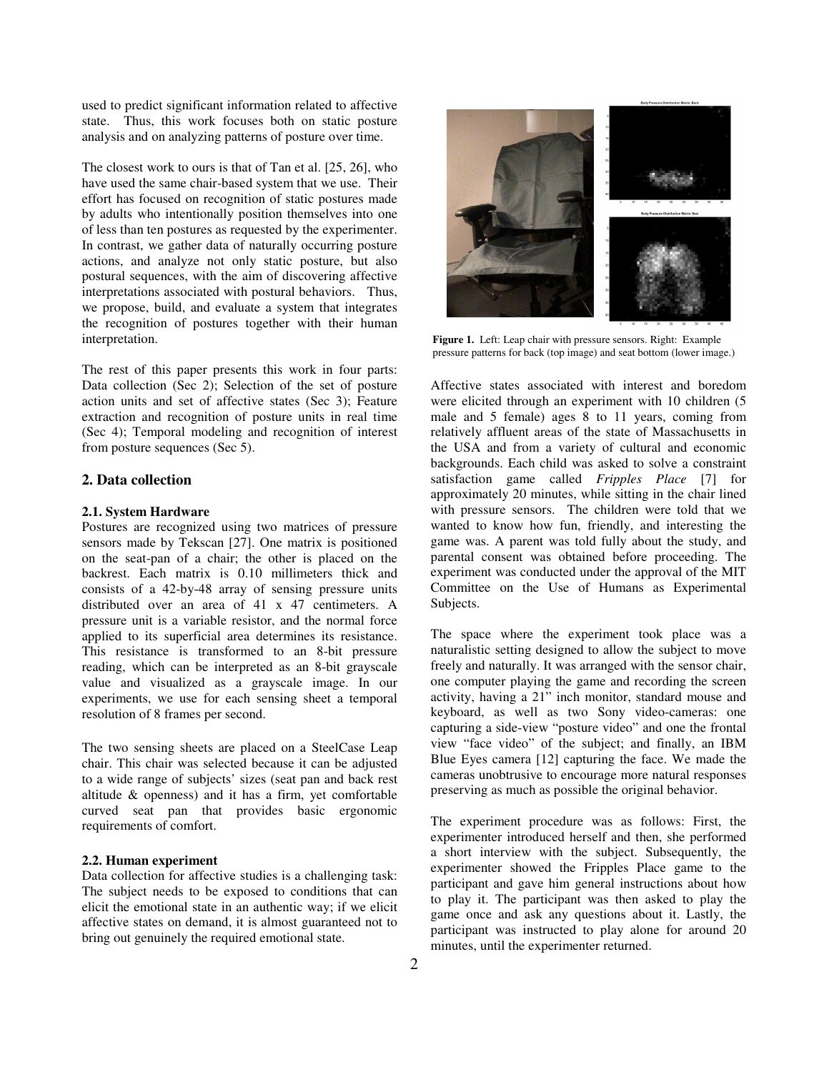used to predict significant information related to affective state. Thus, this work focuses both on static posture analysis and on analyzing patterns of posture over time.

The closest work to ours is that of Tan et al. [25, 26], who have used the same chair-based system that we use. Their effort has focused on recognition of static postures made by adults who intentionally position themselves into one of less than ten postures as requested by the experimenter. In contrast, we gather data of naturally occurring posture actions, and analyze not only static posture, but also postural sequences, with the aim of discovering affective interpretations associated with postural behaviors. Thus, we propose, build, and evaluate a system that integrates the recognition of postures together with their human interpretation.

The rest of this paper presents this work in four parts: Data collection (Sec 2); Selection of the set of posture action units and set of affective states (Sec 3); Feature extraction and recognition of posture units in real time (Sec 4); Temporal modeling and recognition of interest from posture sequences (Sec 5).

## 2. Data collection

### 2.1. System Hardware

Postures are recognized using two matrices of pressure sensors made by Tekscan [27]. One matrix is positioned on the seat-pan of a chair; the other is placed on the backrest. Each matrix is 0.10 millimeters thick and consists of a 42-by-48 array of sensing pressure units distributed over an area of 41 x 47 centimeters. A pressure unit is a variable resistor, and the normal force applied to its superficial area determines its resistance. This resistance is transformed to an 8-bit pressure reading, which can be interpreted as an 8-bit grayscale value and visualized as a grayscale image. In our experiments, we use for each sensing sheet a temporal resolution of 8 frames per second.

The two sensing sheets are placed on a SteelCase Leap chair. This chair was selected because it can be adjusted to a wide range of subjects' sizes (seat pan and back rest altitude & openness) and it has a firm, yet comfortable curved seat pan that provides basic ergonomic requirements of comfort.

### 2.2. Human experiment

Data collection for affective studies is a challenging task: The subject needs to be exposed to conditions that can elicit the emotional state in an authentic way; if we elicit affective states on demand, it is almost guaranteed not to bring out genuinely the required emotional state.

**Figure 1.** Left: Leap chair with pressure sensors. Right: Example pressure patterns for back (top image) and seat bottom (lower image.)

Affective states associated with interest and boredom were elicited through an experiment with 10 children (5 male and 5 female) ages 8 to 11 years, coming from relatively affluent areas of the state of Massachusetts in the USA and from a variety of cultural and economic backgrounds. Each child was asked to solve a constraint satisfaction game called *Fripples Place* [7] for approximately 20 minutes, while sitting in the chair lined with pressure sensors. The children were told that we wanted to know how fun, friendly, and interesting the game was. A parent was told fully about the study, and parental consent was obtained before proceeding. The experiment was conducted under the approval of the MIT Committee on the Use of Humans as Experimental Subjects.

The space where the experiment took place was a naturalistic setting designed to allow the subject to move freely and naturally. It was arranged with the sensor chair, one computer playing the game and recording the screen activity, having a 21" inch monitor, standard mouse and keyboard, as well as two Sony video-cameras: one capturing a side-view "posture video" and one the frontal view "face video" of the subject; and finally, an IBM Blue Eyes camera [12] capturing the face. We made the cameras unobtrusive to encourage more natural responses preserving as much as possible the original behavior.

The experiment procedure was as follows: First, the experimenter introduced herself and then, she performed a short interview with the subject. Subsequently, the experimenter showed the Fripples Place game to the participant and gave him general instructions about how to play it. The participant was then asked to play the game once and ask any questions about it. Lastly, the participant was instructed to play alone for around 20 minutes, until the experimenter returned.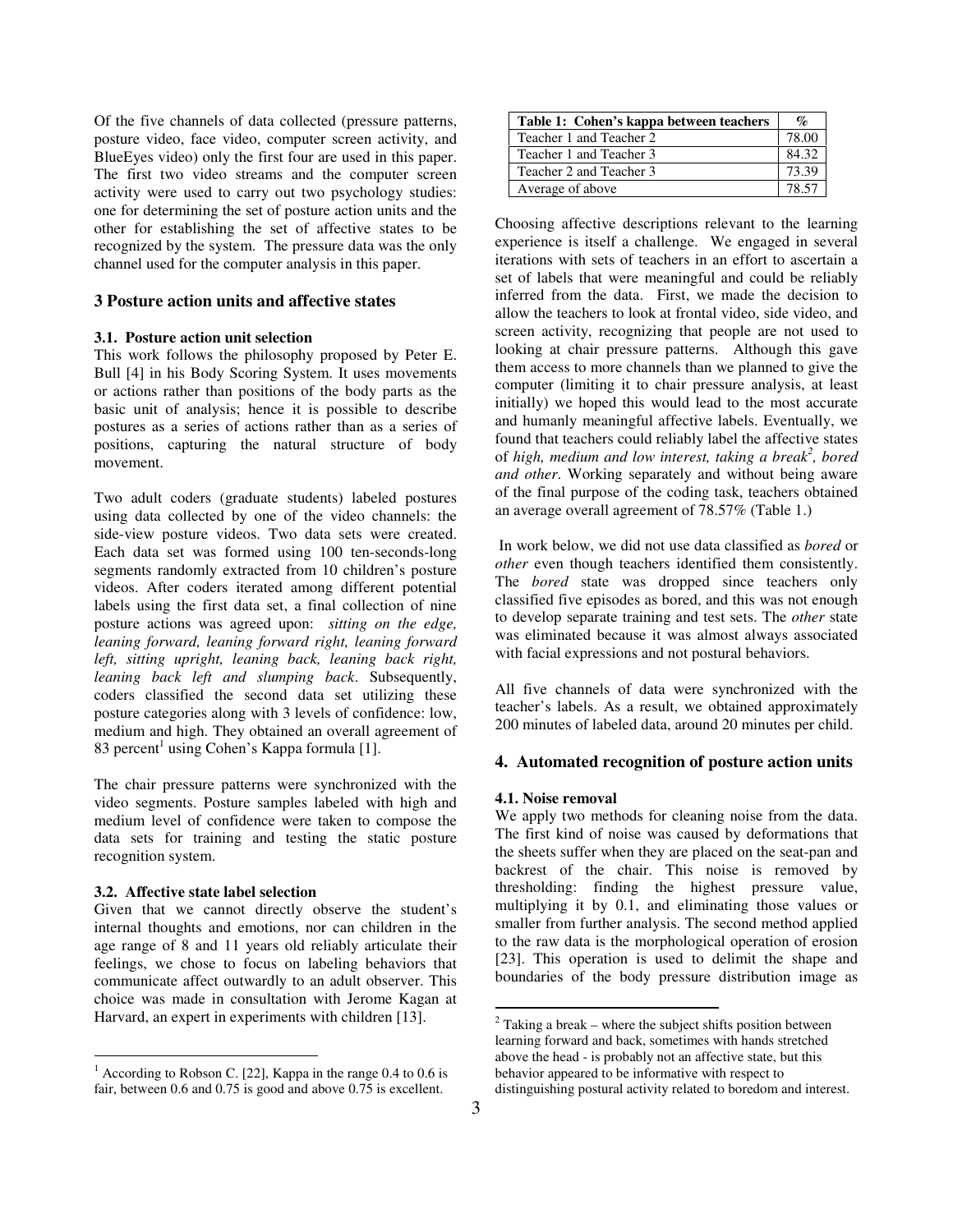Of the five channels of data collected (pressure patterns, posture video, face video, computer screen activity, and BlueEyes video) only the first four are used in this paper. The first two video streams and the computer screen activity were used to carry out two psychology studies: one for determining the set of posture action units and the other for establishing the set of affective states to be recognized by the system. The pressure data was the only channel used for the computer analysis in this paper.

## 3 Posture action units and affective states

### 3.1. Posture action unit selection

This work follows the philosophy proposed by Peter E. Bull [4] in his Body Scoring System. It uses movements or actions rather than positions of the body parts as the basic unit of analysis; hence it is possible to describe postures as a series of actions rather than as a series of positions, capturing the natural structure of body movement.

Two adult coders (graduate students) labeled postures using data collected by one of the video channels: the side-view posture videos. Two data sets were created. Each data set was formed using 100 ten-seconds-long segments randomly extracted from 10 children's posture videos. After coders iterated among different potential labels using the first data set, a final collection of nine posture actions was agreed upon: *sitting on the edge, leaning forward, leaning forward right, leaning forward left, sitting upright, leaning back, leaning back right, leaning back left and slumping back*. Subsequently, coders classified the second data set utilizing these posture categories along with 3 levels of confidence: low, medium and high. They obtained an overall agreement of 83 percent[1] using Cohen's Kappa formula [1].

The chair pressure patterns were synchronized with the video segments. Posture samples labeled with high and medium level of confidence were taken to compose the data sets for training and testing the static posture recognition system.

### 3.2. Affective state label selection

Given that we cannot directly observe the student's internal thoughts and emotions, nor can children in the age range of 8 and 11 years old reliably articulate their feelings, we chose to focus on labeling behaviors that communicate affect outwardly to an adult observer. This choice was made in consultation with Jerome Kagan at Harvard, an expert in experiments with children [13].

[1] According to Robson C. [22], Kappa in the range 0.4 to 0.6 is fair, between 0.6 and 0.75 is good and above 0.75 is excellent.

| **Table 1: Cohen's kappa between teachers** | **%** |
|---|---|
| Teacher 1 and Teacher 2 | 78.00 |
| Teacher 1 and Teacher 3 | 84.32 |
| Teacher 2 and Teacher 3 | 73.39 |
| Average of above | 78.57 |

Choosing affective descriptions relevant to the learning experience is itself a challenge. We engaged in several iterations with sets of teachers in an effort to ascertain a set of labels that were meaningful and could be reliably inferred from the data. First, we made the decision to allow the teachers to look at frontal video, side video, and screen activity, recognizing that people are not used to looking at chair pressure patterns. Although this gave them access to more channels than we planned to give the computer (limiting it to chair pressure analysis, at least initially) we hoped this would lead to the most accurate and humanly meaningful affective labels. Eventually, we found that teachers could reliably label the affective states of *high, medium and low interest, taking a break*[2]*, bored and other*. Working separately and without being aware of the final purpose of the coding task, teachers obtained an average overall agreement of 78.57% (Table 1.)

In work below, we did not use data classified as *bored* or *other* even though teachers identified them consistently. The *bored* state was dropped since teachers only classified five episodes as bored, and this was not enough to develop separate training and test sets. The *other* state was eliminated because it was almost always associated with facial expressions and not postural behaviors.

All five channels of data were synchronized with the teacher's labels. As a result, we obtained approximately 200 minutes of labeled data, around 20 minutes per child.

## 4. Automated recognition of posture action units

### 4.1. Noise removal

We apply two methods for cleaning noise from the data. The first kind of noise was caused by deformations that the sheets suffer when they are placed on the seat-pan and backrest of the chair. This noise is removed by thresholding: finding the highest pressure value, multiplying it by 0.1, and eliminating those values or smaller from further analysis. The second method applied to the raw data is the morphological operation of erosion [23]. This operation is used to delimit the shape and boundaries of the body pressure distribution image as

[2] Taking a break – where the subject shifts position between learning forward and back, sometimes with hands stretched above the head - is probably not an affective state, but this behavior appeared to be informative with respect to distinguishing postural activity related to boredom and interest.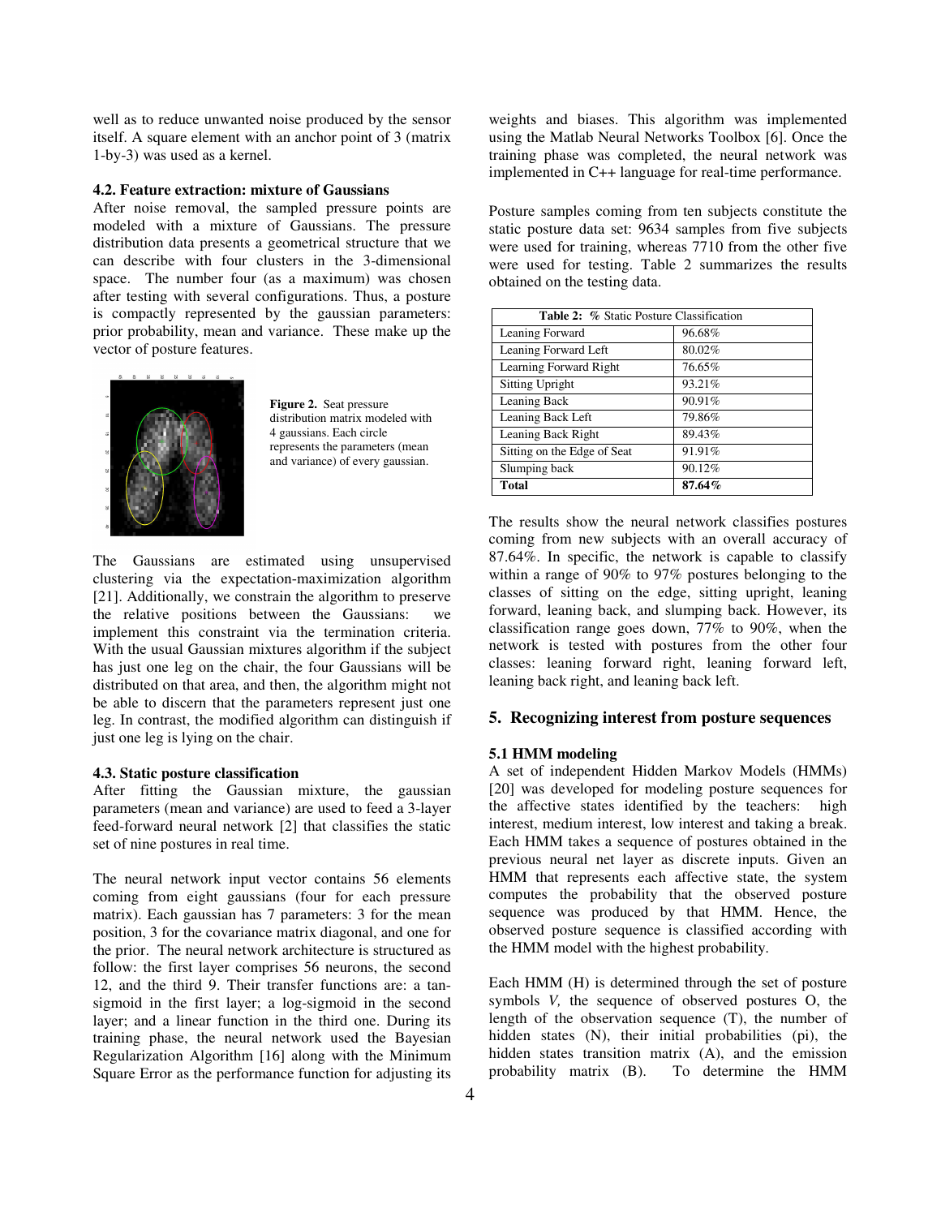well as to reduce unwanted noise produced by the sensor itself. A square element with an anchor point of 3 (matrix 1-by-3) was used as a kernel.

### 4.2. Feature extraction: mixture of Gaussians

After noise removal, the sampled pressure points are modeled with a mixture of Gaussians. The pressure distribution data presents a geometrical structure that we can describe with four clusters in the 3-dimensional space. The number four (as a maximum) was chosen after testing with several configurations. Thus, a posture is compactly represented by the gaussian parameters: prior probability, mean and variance. These make up the vector of posture features.

**Figure 2.** Seat pressure distribution matrix modeled with 4 gaussians. Each circle represents the parameters (mean and variance) of every gaussian.

The Gaussians are estimated using unsupervised clustering via the expectation-maximization algorithm [21]. Additionally, we constrain the algorithm to preserve the relative positions between the Gaussians: we implement this constraint via the termination criteria. With the usual Gaussian mixtures algorithm if the subject has just one leg on the chair, the four Gaussians will be distributed on that area, and then, the algorithm might not be able to discern that the parameters represent just one leg. In contrast, the modified algorithm can distinguish if just one leg is lying on the chair.

### 4.3. Static posture classification

After fitting the Gaussian mixture, the gaussian parameters (mean and variance) are used to feed a 3-layer feed-forward neural network [2] that classifies the static set of nine postures in real time.

The neural network input vector contains 56 elements coming from eight gaussians (four for each pressure matrix). Each gaussian has 7 parameters: 3 for the mean position, 3 for the covariance matrix diagonal, and one for the prior. The neural network architecture is structured as follow: the first layer comprises 56 neurons, the second 12, and the third 9. Their transfer functions are: a tan-sigmoid in the first layer; a log-sigmoid in the second layer; and a linear function in the third one. During its training phase, the neural network used the Bayesian Regularization Algorithm [16] along with the Minimum Square Error as the performance function for adjusting its weights and biases. This algorithm was implemented using the Matlab Neural Networks Toolbox [6]. Once the training phase was completed, the neural network was implemented in C++ language for real-time performance.

Posture samples coming from ten subjects constitute the static posture data set: 9634 samples from five subjects were used for training, whereas 7710 from the other five were used for testing. Table 2 summarizes the results obtained on the testing data.

| **Table 2: %** Static Posture Classification | |
|---|---|
| Leaning Forward | 96.68% |
| Leaning Forward Left | 80.02% |
| Learning Forward Right | 76.65% |
| Sitting Upright | 93.21% |
| Leaning Back | 90.91% |
| Leaning Back Left | 79.86% |
| Leaning Back Right | 89.43% |
| Sitting on the Edge of Seat | 91.91% |
| Slumping back | 90.12% |
| **Total** | **87.64%** |

The results show the neural network classifies postures coming from new subjects with an overall accuracy of 87.64%. In specific, the network is capable to classify within a range of 90% to 97% postures belonging to the classes of sitting on the edge, sitting upright, leaning forward, leaning back, and slumping back. However, its classification range goes down, 77% to 90%, when the network is tested with postures from the other four classes: leaning forward right, leaning forward left, leaning back right, and leaning back left.

## 5. Recognizing interest from posture sequences

### 5.1 HMM modeling

A set of independent Hidden Markov Models (HMMs) [20] was developed for modeling posture sequences for the affective states identified by the teachers: high interest, medium interest, low interest and taking a break. Each HMM takes a sequence of postures obtained in the previous neural net layer as discrete inputs. Given an HMM that represents each affective state, the system computes the probability that the observed posture sequence was produced by that HMM. Hence, the observed posture sequence is classified according with the HMM model with the highest probability.

Each HMM (H) is determined through the set of posture symbols *V,* the sequence of observed postures O, the length of the observation sequence (T), the number of hidden states (N), their initial probabilities (pi), the hidden states transition matrix (A), and the emission probability matrix (B). To determine the HMM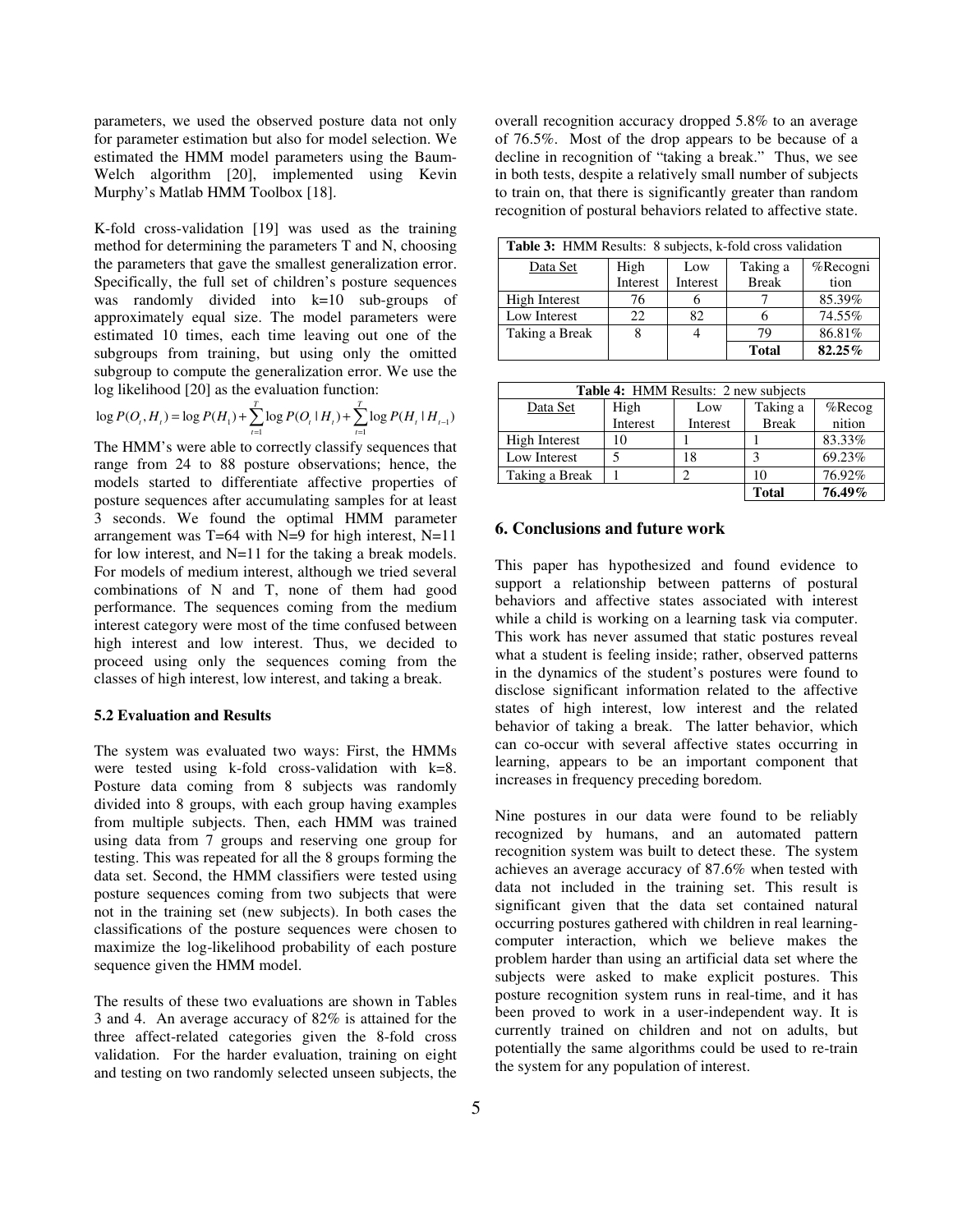parameters, we used the observed posture data not only for parameter estimation but also for model selection. We estimated the HMM model parameters using the Baum-Welch algorithm [20], implemented using Kevin Murphy's Matlab HMM Toolbox [18].

K-fold cross-validation [19] was used as the training method for determining the parameters T and N, choosing the parameters that gave the smallest generalization error. Specifically, the full set of children's posture sequences was randomly divided into k=10 sub-groups of approximately equal size. The model parameters were estimated 10 times, each time leaving out one of the subgroups from training, but using only the omitted subgroup to compute the generalization error. We use the log likelihood [20] as the evaluation function:

$$\log P(O_t, H_t) = \log P(H_1) + \sum_{t=1}^{T} \log P(O_t \mid H_t) + \sum_{t=1}^{T} \log P(H_t \mid H_{t-1})$$

The HMM's were able to correctly classify sequences that range from 24 to 88 posture observations; hence, the models started to differentiate affective properties of posture sequences after accumulating samples for at least 3 seconds. We found the optimal HMM parameter arrangement was T=64 with N=9 for high interest, N=11 for low interest, and N=11 for the taking a break models. For models of medium interest, although we tried several combinations of N and T, none of them had good performance. The sequences coming from the medium interest category were most of the time confused between high interest and low interest. Thus, we decided to proceed using only the sequences coming from the classes of high interest, low interest, and taking a break.

### 5.2 Evaluation and Results

The system was evaluated two ways: First, the HMMs were tested using k-fold cross-validation with k=8. Posture data coming from 8 subjects was randomly divided into 8 groups, with each group having examples from multiple subjects. Then, each HMM was trained using data from 7 groups and reserving one group for testing. This was repeated for all the 8 groups forming the data set. Second, the HMM classifiers were tested using posture sequences coming from two subjects that were not in the training set (new subjects). In both cases the classifications of the posture sequences were chosen to maximize the log-likelihood probability of each posture sequence given the HMM model.

The results of these two evaluations are shown in Tables 3 and 4. An average accuracy of 82% is attained for the three affect-related categories given the 8-fold cross validation. For the harder evaluation, training on eight and testing on two randomly selected unseen subjects, the overall recognition accuracy dropped 5.8% to an average of 76.5%. Most of the drop appears to be because of a decline in recognition of "taking a break." Thus, we see in both tests, despite a relatively small number of subjects to train on, that there is significantly greater than random recognition of postural behaviors related to affective state.

**Table 3:** HMM Results: 8 subjects, k-fold cross validation

| Data Set | High Interest | Low Interest | Taking a Break | %Recognition |
|---|---|---|---|---|
| High Interest | 76 | 6 | 7 | 85.39% |
| Low Interest | 22 | 82 | 6 | 74.55% |
| Taking a Break | 8 | 4 | 79 | 86.81% |
| | | | **Total** | **82.25%** |

**Table 4:** HMM Results: 2 new subjects

| Data Set | High Interest | Low Interest | Taking a Break | %Recognition |
|---|---|---|---|---|
| High Interest | 10 | 1 | 1 | 83.33% |
| Low Interest | 5 | 18 | 3 | 69.23% |
| Taking a Break | 1 | 2 | 10 | 76.92% |
| | | | **Total** | **76.49%** |

## 6. Conclusions and future work

This paper has hypothesized and found evidence to support a relationship between patterns of postural behaviors and affective states associated with interest while a child is working on a learning task via computer. This work has never assumed that static postures reveal what a student is feeling inside; rather, observed patterns in the dynamics of the student's postures were found to disclose significant information related to the affective states of high interest, low interest and the related behavior of taking a break. The latter behavior, which can co-occur with several affective states occurring in learning, appears to be an important component that increases in frequency preceding boredom.

Nine postures in our data were found to be reliably recognized by humans, and an automated pattern recognition system was built to detect these. The system achieves an average accuracy of 87.6% when tested with data not included in the training set. This result is significant given that the data set contained natural occurring postures gathered with children in real learning-computer interaction, which we believe makes the problem harder than using an artificial data set where the subjects were asked to make explicit postures. This posture recognition system runs in real-time, and it has been proved to work in a user-independent way. It is currently trained on children and not on adults, but potentially the same algorithms could be used to re-train the system for any population of interest.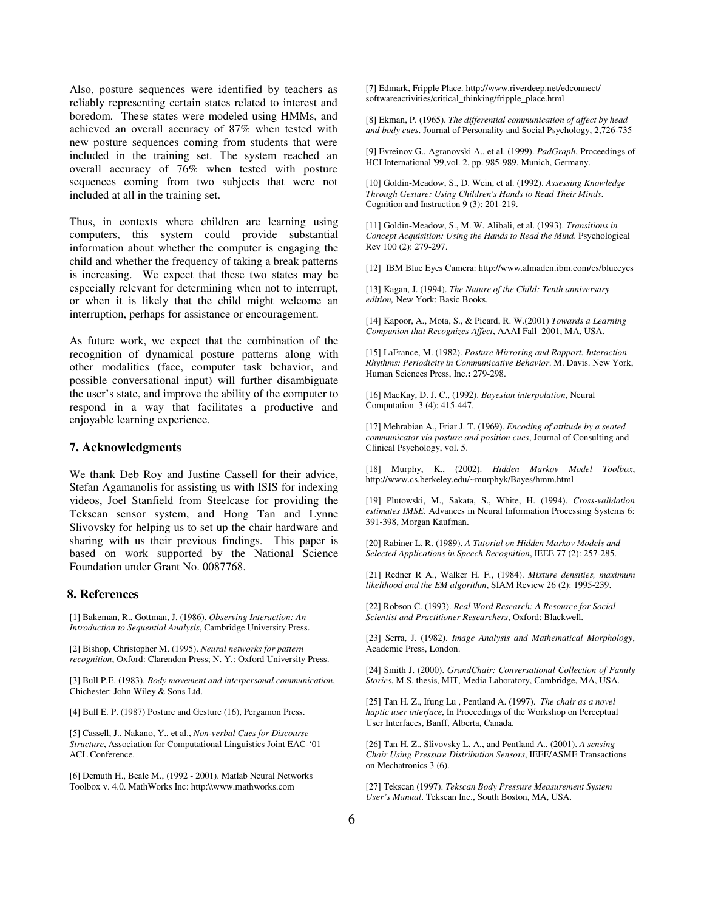Also, posture sequences were identified by teachers as reliably representing certain states related to interest and boredom. These states were modeled using HMMs, and achieved an overall accuracy of 87% when tested with new posture sequences coming from students that were included in the training set. The system reached an overall accuracy of 76% when tested with posture sequences coming from two subjects that were not included at all in the training set.

Thus, in contexts where children are learning using computers, this system could provide substantial information about whether the computer is engaging the child and whether the frequency of taking a break patterns is increasing. We expect that these two states may be especially relevant for determining when not to interrupt, or when it is likely that the child might welcome an interruption, perhaps for assistance or encouragement.

As future work, we expect that the combination of the recognition of dynamical posture patterns along with other modalities (face, computer task behavior, and possible conversational input) will further disambiguate the user's state, and improve the ability of the computer to respond in a way that facilitates a productive and enjoyable learning experience.

## 7. Acknowledgments

We thank Deb Roy and Justine Cassell for their advice, Stefan Agamanolis for assisting us with ISIS for indexing videos, Joel Stanfield from Steelcase for providing the Tekscan sensor system, and Hong Tan and Lynne Slivovsky for helping us to set up the chair hardware and sharing with us their previous findings. This paper is based on work supported by the National Science Foundation under Grant No. 0087768.

## 8. References

[1] Bakeman, R., Gottman, J. (1986). *Observing Interaction: An Introduction to Sequential Analysis*, Cambridge University Press.

[2] Bishop, Christopher M. (1995). *Neural networks for pattern recognition*, Oxford: Clarendon Press; N. Y.: Oxford University Press.

[3] Bull P.E. (1983). *Body movement and interpersonal communication*, Chichester: John Wiley & Sons Ltd.

[4] Bull E. P. (1987) Posture and Gesture (16), Pergamon Press.

[5] Cassell, J., Nakano, Y., et al., *Non-verbal Cues for Discourse Structure*, Association for Computational Linguistics Joint EAC-'01 ACL Conference.

[6] Demuth H., Beale M., (1992 - 2001). Matlab Neural Networks Toolbox v. 4.0. MathWorks Inc: http:\\www.mathworks.com

[7] Edmark, Fripple Place. http://www.riverdeep.net/edconnect/softwareactivities/critical_thinking/fripple_place.html

[8] Ekman, P. (1965). *The differential communication of affect by head and body cues*. Journal of Personality and Social Psychology, 2,726-735

[9] Evreinov G., Agranovski A., et al. (1999). *PadGraph*, Proceedings of HCI International '99,vol. 2, pp. 985-989, Munich, Germany.

[10] Goldin-Meadow, S., D. Wein, et al. (1992). *Assessing Knowledge Through Gesture: Using Children's Hands to Read Their Minds*. Cognition and Instruction 9 (3): 201-219.

[11] Goldin-Meadow, S., M. W. Alibali, et al. (1993). *Transitions in Concept Acquisition: Using the Hands to Read the Mind*. Psychological Rev 100 (2): 279-297.

[12] IBM Blue Eyes Camera: http://www.almaden.ibm.com/cs/blueeyes

[13] Kagan, J. (1994). *The Nature of the Child: Tenth anniversary edition,* New York: Basic Books.

[14] Kapoor, A., Mota, S., & Picard, R. W.(2001) *Towards a Learning Companion that Recognizes Affect*, AAAI Fall 2001, MA, USA.

[15] LaFrance, M. (1982). *Posture Mirroring and Rapport. Interaction Rhythms: Periodicity in Communicative Behavior*. M. Davis. New York, Human Sciences Press, Inc.**:** 279-298.

[16] MacKay, D. J. C., (1992). *Bayesian interpolation*, Neural Computation 3 (4): 415-447.

[17] Mehrabian A., Friar J. T. (1969). *Encoding of attitude by a seated communicator via posture and position cues*, Journal of Consulting and Clinical Psychology, vol. 5.

[18] Murphy, K., (2002). *Hidden Markov Model Toolbox*, http://www.cs.berkeley.edu/~murphyk/Bayes/hmm.html

[19] Plutowski, M., Sakata, S., White, H. (1994). *Cross-validation estimates IMSE*. Advances in Neural Information Processing Systems 6: 391-398, Morgan Kaufman.

[20] Rabiner L. R. (1989). *A Tutorial on Hidden Markov Models and Selected Applications in Speech Recognition*, IEEE 77 (2): 257-285.

[21] Redner R A., Walker H. F., (1984). *Mixture densities, maximum likelihood and the EM algorithm*, SIAM Review 26 (2): 1995-239.

[22] Robson C. (1993). *Real Word Research: A Resource for Social Scientist and Practitioner Researchers*, Oxford: Blackwell.

[23] Serra, J. (1982). *Image Analysis and Mathematical Morphology*, Academic Press, London.

[24] Smith J. (2000). *GrandChair: Conversational Collection of Family Stories*, M.S. thesis, MIT, Media Laboratory, Cambridge, MA, USA.

[25] Tan H. Z., Ifung Lu , Pentland A. (1997). *The chair as a novel haptic user interface*, In Proceedings of the Workshop on Perceptual User Interfaces, Banff, Alberta, Canada.

[26] Tan H. Z., Slivovsky L. A., and Pentland A., (2001). *A sensing Chair Using Pressure Distribution Sensors*, IEEE/ASME Transactions on Mechatronics 3 (6).

[27] Tekscan (1997). *Tekscan Body Pressure Measurement System User's Manual*. Tekscan Inc., South Boston, MA, USA.